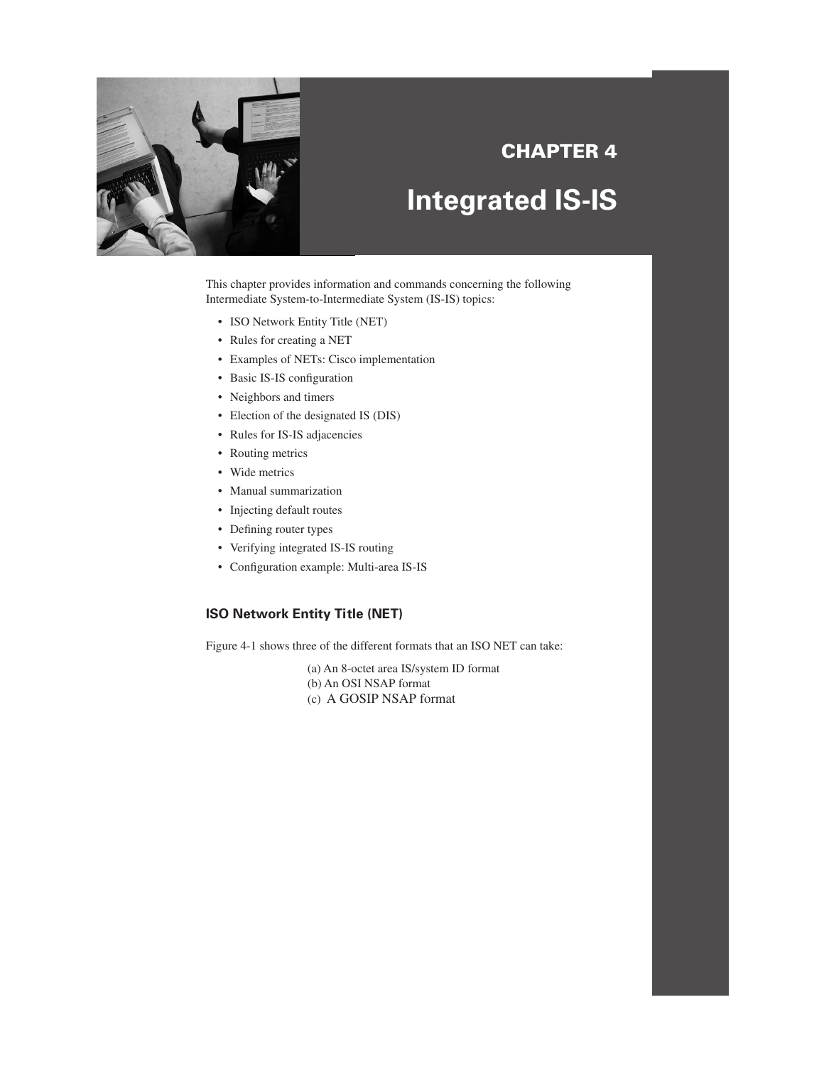# CHAPTER 4

# Integrated IS-IS

This chapter provides information and commands concerning the following Intermediate System-to-Intermediate System (IS-IS) topics:

- ISO Network Entity Title (NET)
- Rules for creating a NET
- Examples of NETs: Cisco implementation
- Basic IS-IS configuration
- Neighbors and timers
- Election of the designated IS (DIS)
- Rules for IS-IS adjacencies
- Routing metrics
- Wide metrics
- Manual summarization
- Injecting default routes
- Defining router types
- Verifying integrated IS-IS routing
- Configuration example: Multi-area IS-IS

## ISO Network Entity Title (NET)

Figure 4-1 shows three of the different formats that an ISO NET can take:

(a) An 8-octet area IS/system ID format
(b) An OSI NSAP format
(c) A GOSIP NSAP format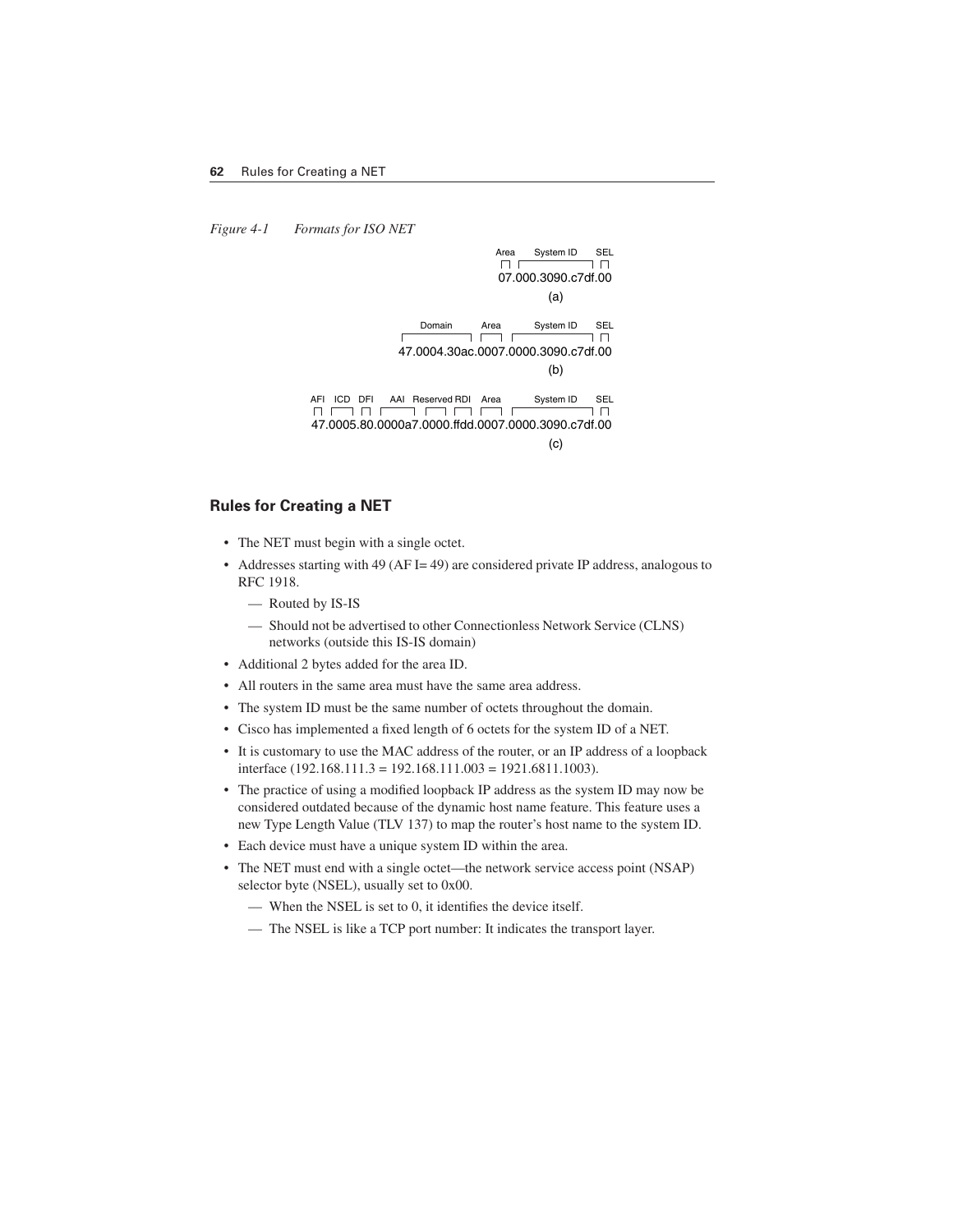*Figure 4-1 Formats for ISO NET*

```
                              Area  System ID   SEL
                              07.000.3090.c7df.00
                                     (a)

              Domain       Area   System ID   SEL
              47.0004.30ac.0007.0000.3090.c7df.00
                                     (b)

AFI ICD DFI  AAI  Reserved RDI  Area  System ID  SEL
47.0005.80.0000a7.0000.ffdd.0007.0000.3090.c7df.00
                                     (c)
```

## Rules for Creating a NET

- The NET must begin with a single octet.
- Addresses starting with 49 (AF I= 49) are considered private IP address, analogous to RFC 1918.
  - Routed by IS-IS
  - Should not be advertised to other Connectionless Network Service (CLNS) networks (outside this IS-IS domain)
- Additional 2 bytes added for the area ID.
- All routers in the same area must have the same area address.
- The system ID must be the same number of octets throughout the domain.
- Cisco has implemented a fixed length of 6 octets for the system ID of a NET.
- It is customary to use the MAC address of the router, or an IP address of a loopback interface (192.168.111.3 = 192.168.111.003 = 1921.6811.1003).
- The practice of using a modified loopback IP address as the system ID may now be considered outdated because of the dynamic host name feature. This feature uses a new Type Length Value (TLV 137) to map the router's host name to the system ID.
- Each device must have a unique system ID within the area.
- The NET must end with a single octet—the network service access point (NSAP) selector byte (NSEL), usually set to 0x00.
  - When the NSEL is set to 0, it identifies the device itself.
  - The NSEL is like a TCP port number: It indicates the transport layer.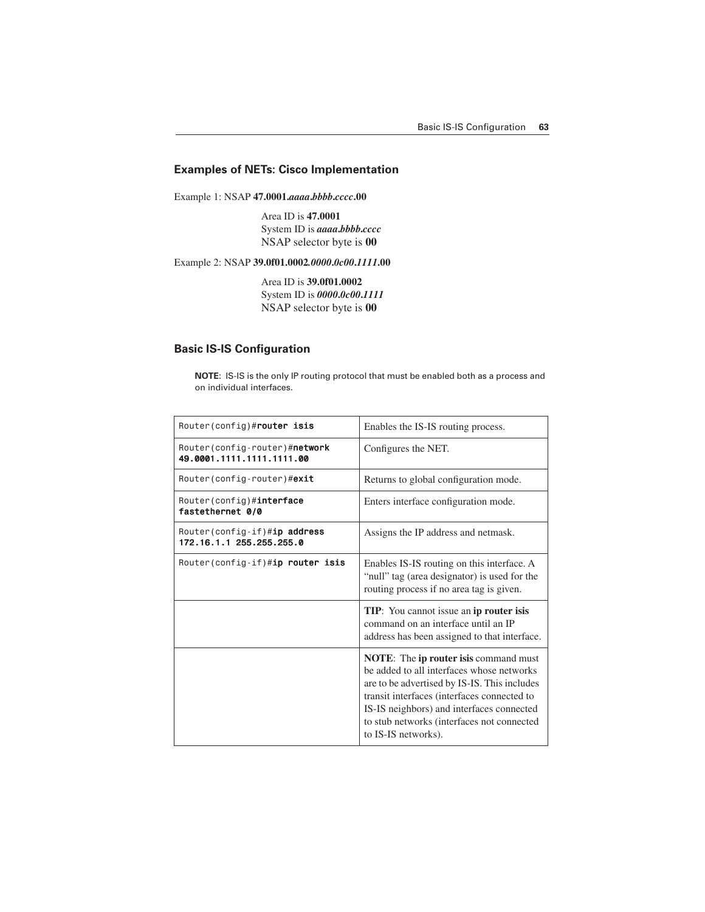### Examples of NETs: Cisco Implementation

Example 1: NSAP **47.0001.*aaaa.bbbb.cccc*.00**

Area ID is **47.0001**
System ID is ***aaaa.bbbb.cccc***
NSAP selector byte is **00**

Example 2: NSAP **39.0f01.0002.*0000.0c00.1111*.00**

Area ID is **39.0f01.0002**
System ID is ***0000.0c00.1111***
NSAP selector byte is **00**

### Basic IS-IS Configuration

**NOTE**: IS-IS is the only IP routing protocol that must be enabled both as a process and on individual interfaces.

| Command | Description |
|---|---|
| `Router(config)#`**`router isis`** | Enables the IS-IS routing process. |
| `Router(config-router)#`**`network 49.0001.1111.1111.1111.00`** | Configures the NET. |
| `Router(config-router)#`**`exit`** | Returns to global configuration mode. |
| `Router(config)#`**`interface fastethernet 0/0`** | Enters interface configuration mode. |
| `Router(config-if)#`**`ip address 172.16.1.1 255.255.255.0`** | Assigns the IP address and netmask. |
| `Router(config-if)#`**`ip router isis`** | Enables IS-IS routing on this interface. A "null" tag (area designator) is used for the routing process if no area tag is given. |
| | **TIP**: You cannot issue an **ip router isis** command on an interface until an IP address has been assigned to that interface. |
| | **NOTE**: The **ip router isis** command must be added to all interfaces whose networks are to be advertised by IS-IS. This includes transit interfaces (interfaces connected to IS-IS neighbors) and interfaces connected to stub networks (interfaces not connected to IS-IS networks). |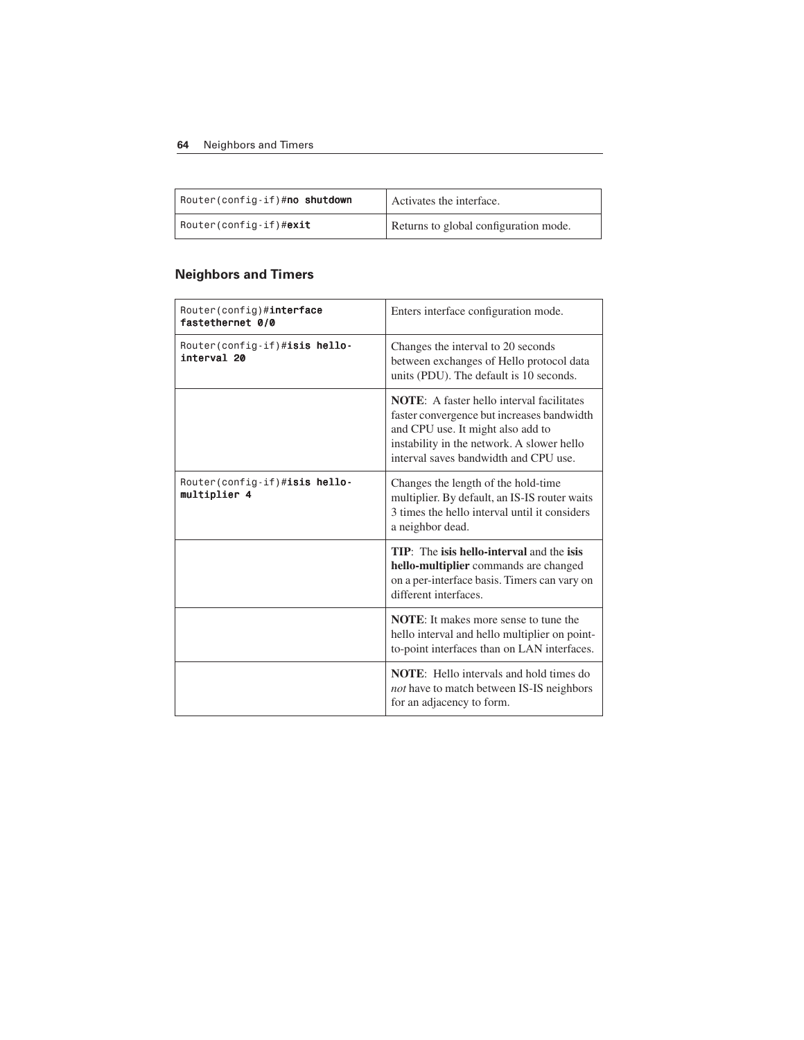| | |
|---|---|
| Router(config-if)#**no shutdown** | Activates the interface. |
| Router(config-if)#**exit** | Returns to global configuration mode. |

## Neighbors and Timers

| | |
|---|---|
| Router(config)#**interface fastethernet 0/0** | Enters interface configuration mode. |
| Router(config-if)#**isis hello-interval 20** | Changes the interval to 20 seconds between exchanges of Hello protocol data units (PDU). The default is 10 seconds. |
| | **NOTE**: A faster hello interval facilitates faster convergence but increases bandwidth and CPU use. It might also add to instability in the network. A slower hello interval saves bandwidth and CPU use. |
| Router(config-if)#**isis hello-multiplier 4** | Changes the length of the hold-time multiplier. By default, an IS-IS router waits 3 times the hello interval until it considers a neighbor dead. |
| | **TIP**: The **isis hello-interval** and the **isis hello-multiplier** commands are changed on a per-interface basis. Timers can vary on different interfaces. |
| | **NOTE**: It makes more sense to tune the hello interval and hello multiplier on point-to-point interfaces than on LAN interfaces. |
| | **NOTE**: Hello intervals and hold times do *not* have to match between IS-IS neighbors for an adjacency to form. |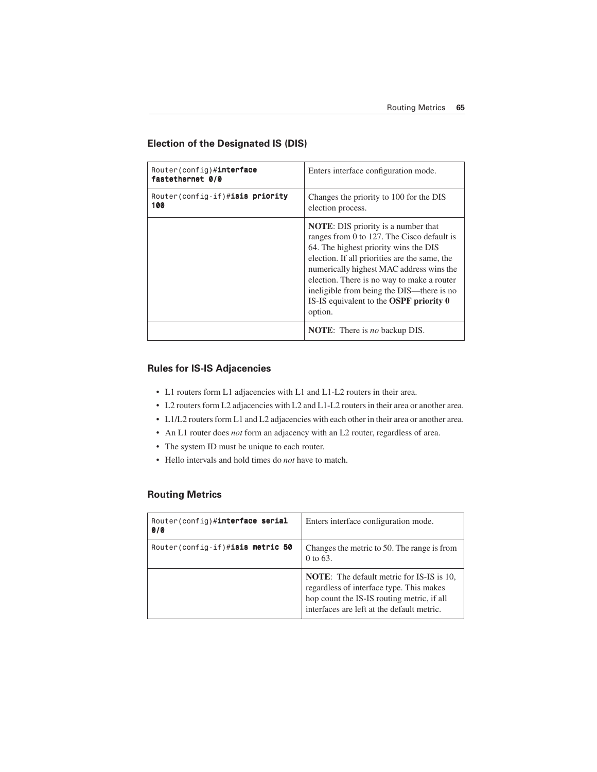### Election of the Designated IS (DIS)

| | |
|---|---|
| Router(config)#**interface fastethernet 0/0** | Enters interface configuration mode. |
| Router(config-if)#**isis priority 100** | Changes the priority to 100 for the DIS election process. |
| | **NOTE**: DIS priority is a number that ranges from 0 to 127. The Cisco default is 64. The highest priority wins the DIS election. If all priorities are the same, the numerically highest MAC address wins the election. There is no way to make a router ineligible from being the DIS—there is no IS-IS equivalent to the **OSPF priority 0** option. |
| | **NOTE**: There is *no* backup DIS. |

### Rules for IS-IS Adjacencies

- L1 routers form L1 adjacencies with L1 and L1-L2 routers in their area.
- L2 routers form L2 adjacencies with L2 and L1-L2 routers in their area or another area.
- L1/L2 routers form L1 and L2 adjacencies with each other in their area or another area.
- An L1 router does *not* form an adjacency with an L2 router, regardless of area.
- The system ID must be unique to each router.
- Hello intervals and hold times do *not* have to match.

### Routing Metrics

| | |
|---|---|
| Router(config)#**interface serial 0/0** | Enters interface configuration mode. |
| Router(config-if)#**isis metric 50** | Changes the metric to 50. The range is from 0 to 63. |
| | **NOTE**: The default metric for IS-IS is 10, regardless of interface type. This makes hop count the IS-IS routing metric, if all interfaces are left at the default metric. |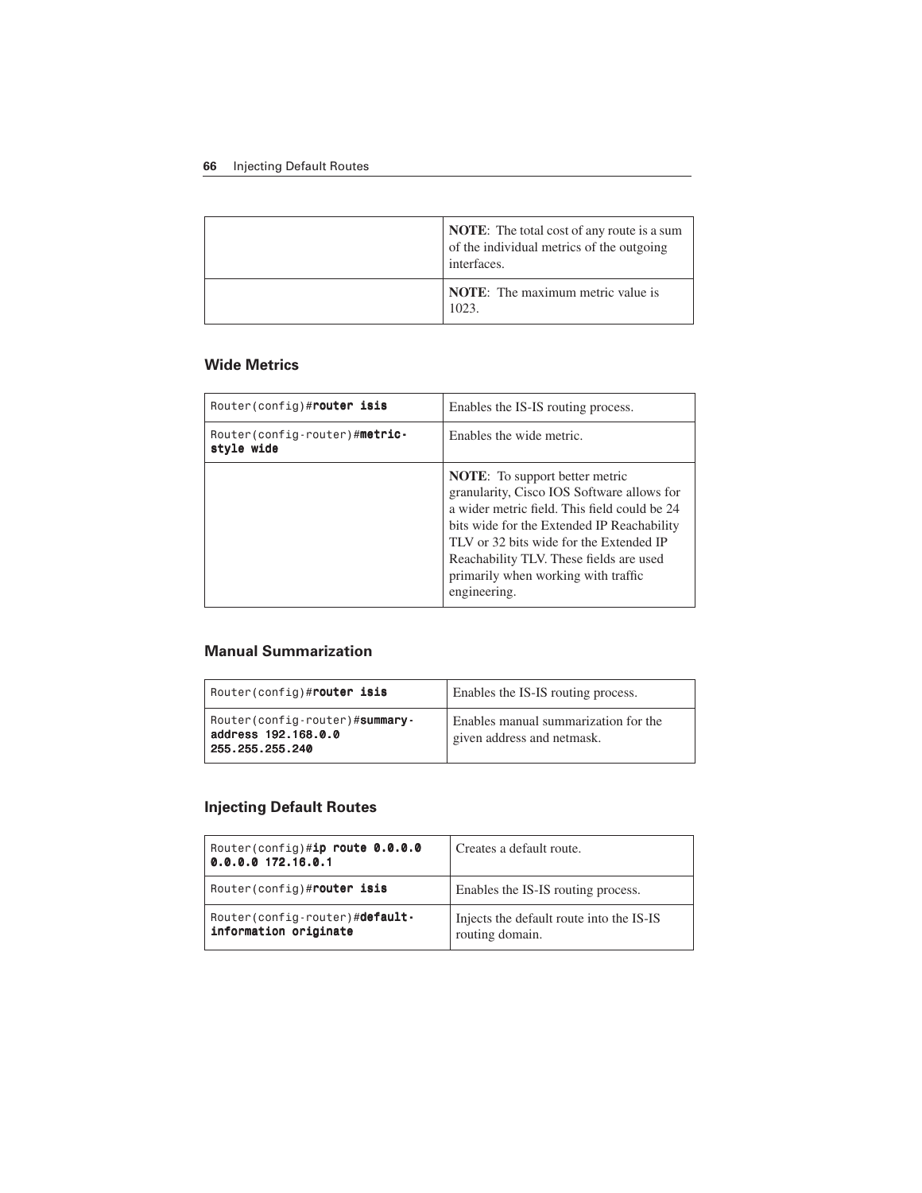| | |
|---|---|
| | **NOTE**: The total cost of any route is a sum of the individual metrics of the outgoing interfaces. |
| | **NOTE**: The maximum metric value is 1023. |

### Wide Metrics

| | |
|---|---|
| `Router(config)#`**`router isis`** | Enables the IS-IS routing process. |
| `Router(config-router)#`**`metric-style wide`** | Enables the wide metric. |
| | **NOTE**: To support better metric granularity, Cisco IOS Software allows for a wider metric field. This field could be 24 bits wide for the Extended IP Reachability TLV or 32 bits wide for the Extended IP Reachability TLV. These fields are used primarily when working with traffic engineering. |

### Manual Summarization

| | |
|---|---|
| `Router(config)#`**`router isis`** | Enables the IS-IS routing process. |
| `Router(config-router)#`**`summary-address 192.168.0.0 255.255.255.240`** | Enables manual summarization for the given address and netmask. |

### Injecting Default Routes

| | |
|---|---|
| `Router(config)#`**`ip route 0.0.0.0 0.0.0.0 172.16.0.1`** | Creates a default route. |
| `Router(config)#`**`router isis`** | Enables the IS-IS routing process. |
| `Router(config-router)#`**`default-information originate`** | Injects the default route into the IS-IS routing domain. |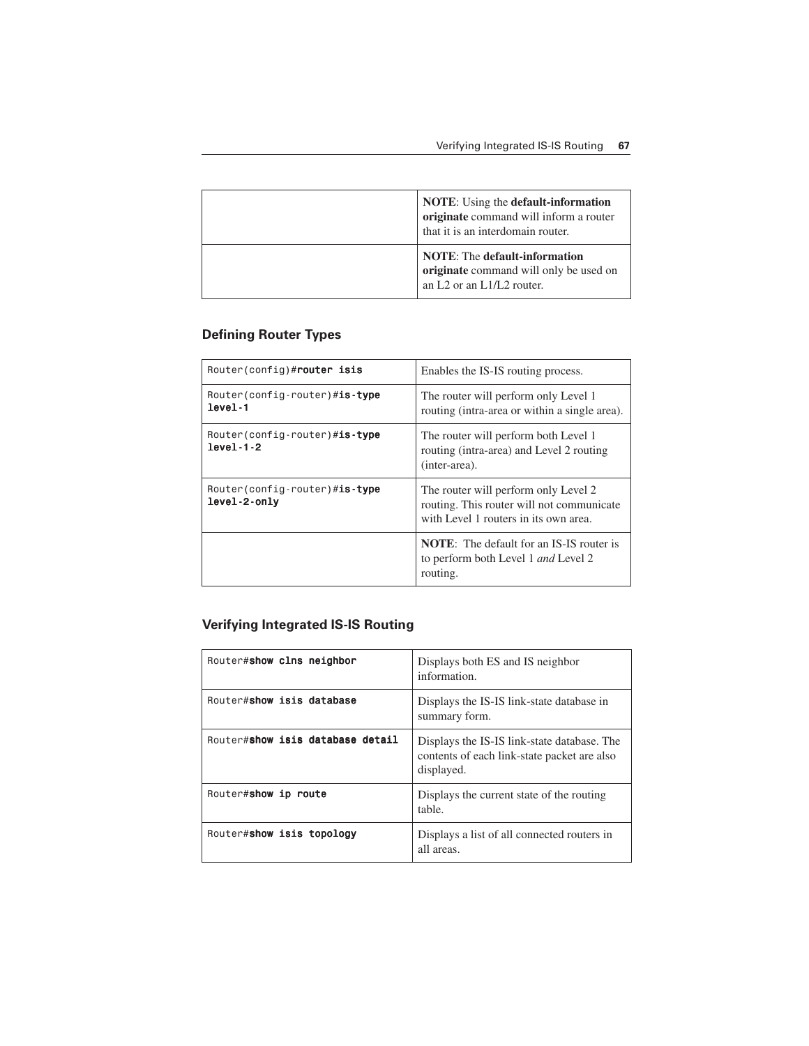| | |
|---|---|
| | **NOTE**: Using the **default-information originate** command will inform a router that it is an interdomain router. |
| | **NOTE**: The **default-information originate** command will only be used on an L2 or an L1/L2 router. |

### Defining Router Types

| | |
|---|---|
| `Router(config)#`**`router isis`** | Enables the IS-IS routing process. |
| `Router(config-router)#`**`is-type level-1`** | The router will perform only Level 1 routing (intra-area or within a single area). |
| `Router(config-router)#`**`is-type level-1-2`** | The router will perform both Level 1 routing (intra-area) and Level 2 routing (inter-area). |
| `Router(config-router)#`**`is-type level-2-only`** | The router will perform only Level 2 routing. This router will not communicate with Level 1 routers in its own area. |
| | **NOTE**: The default for an IS-IS router is to perform both Level 1 *and* Level 2 routing. |

### Verifying Integrated IS-IS Routing

| | |
|---|---|
| `Router#`**`show clns neighbor`** | Displays both ES and IS neighbor information. |
| `Router#`**`show isis database`** | Displays the IS-IS link-state database in summary form. |
| `Router#`**`show isis database detail`** | Displays the IS-IS link-state database. The contents of each link-state packet are also displayed. |
| `Router#`**`show ip route`** | Displays the current state of the routing table. |
| `Router#`**`show isis topology`** | Displays a list of all connected routers in all areas. |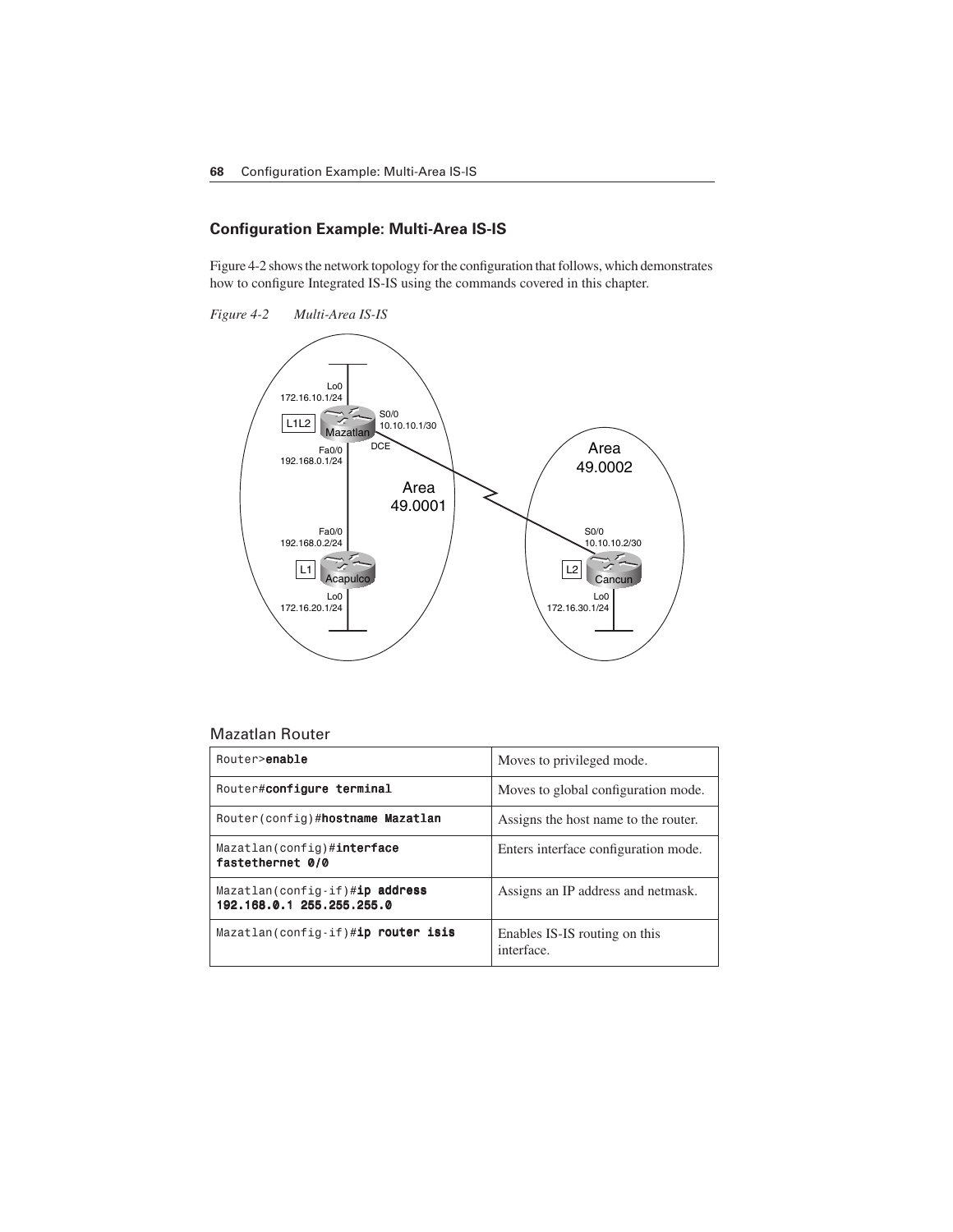## Configuration Example: Multi-Area IS-IS

Figure 4-2 shows the network topology for the configuration that follows, which demonstrates how to configure Integrated IS-IS using the commands covered in this chapter.

*Figure 4-2 Multi-Area IS-IS*

### Mazatlan Router

| | |
|---|---|
| `Router>`**`enable`** | Moves to privileged mode. |
| `Router#`**`configure terminal`** | Moves to global configuration mode. |
| `Router(config)#`**`hostname Mazatlan`** | Assigns the host name to the router. |
| `Mazatlan(config)#`**`interface fastethernet 0/0`** | Enters interface configuration mode. |
| `Mazatlan(config-if)#`**`ip address 192.168.0.1 255.255.255.0`** | Assigns an IP address and netmask. |
| `Mazatlan(config-if)#`**`ip router isis`** | Enables IS-IS routing on this interface. |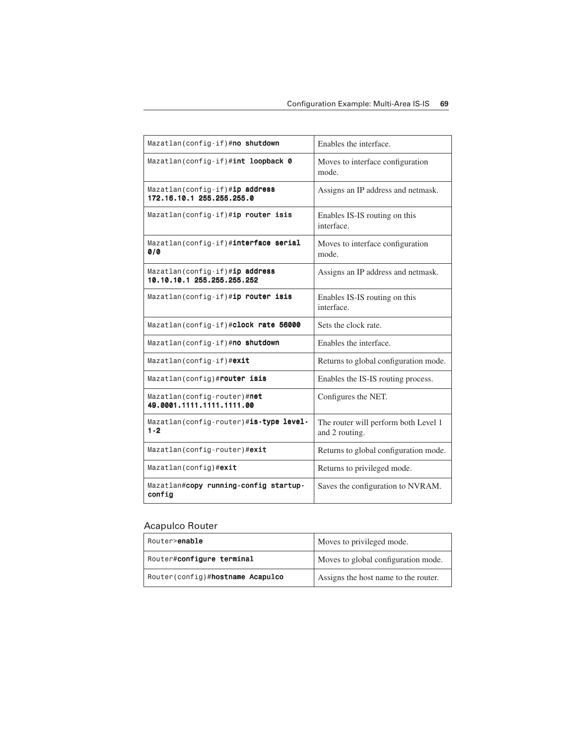| | |
|---|---|
| Mazatlan(config-if)#**no shutdown** | Enables the interface. |
| Mazatlan(config-if)#**int loopback 0** | Moves to interface configuration mode. |
| Mazatlan(config-if)#**ip address 172.16.10.1 255.255.255.0** | Assigns an IP address and netmask. |
| Mazatlan(config-if)#**ip router isis** | Enables IS-IS routing on this interface. |
| Mazatlan(config-if)#**interface serial 0/0** | Moves to interface configuration mode. |
| Mazatlan(config-if)#**ip address 10.10.10.1 255.255.255.252** | Assigns an IP address and netmask. |
| Mazatlan(config-if)#**ip router isis** | Enables IS-IS routing on this interface. |
| Mazatlan(config-if)#**clock rate 56000** | Sets the clock rate. |
| Mazatlan(config-if)#**no shutdown** | Enables the interface. |
| Mazatlan(config-if)#**exit** | Returns to global configuration mode. |
| Mazatlan(config)#**router isis** | Enables the IS-IS routing process. |
| Mazatlan(config-router)#**net 49.0001.1111.1111.1111.00** | Configures the NET. |
| Mazatlan(config-router)#**is-type level-1-2** | The router will perform both Level 1 and 2 routing. |
| Mazatlan(config-router)#**exit** | Returns to global configuration mode. |
| Mazatlan(config)#**exit** | Returns to privileged mode. |
| Mazatlan#**copy running-config startup-config** | Saves the configuration to NVRAM. |

## Acapulco Router

| | |
|---|---|
| Router>**enable** | Moves to privileged mode. |
| Router#**configure terminal** | Moves to global configuration mode. |
| Router(config)#**hostname Acapulco** | Assigns the host name to the router. |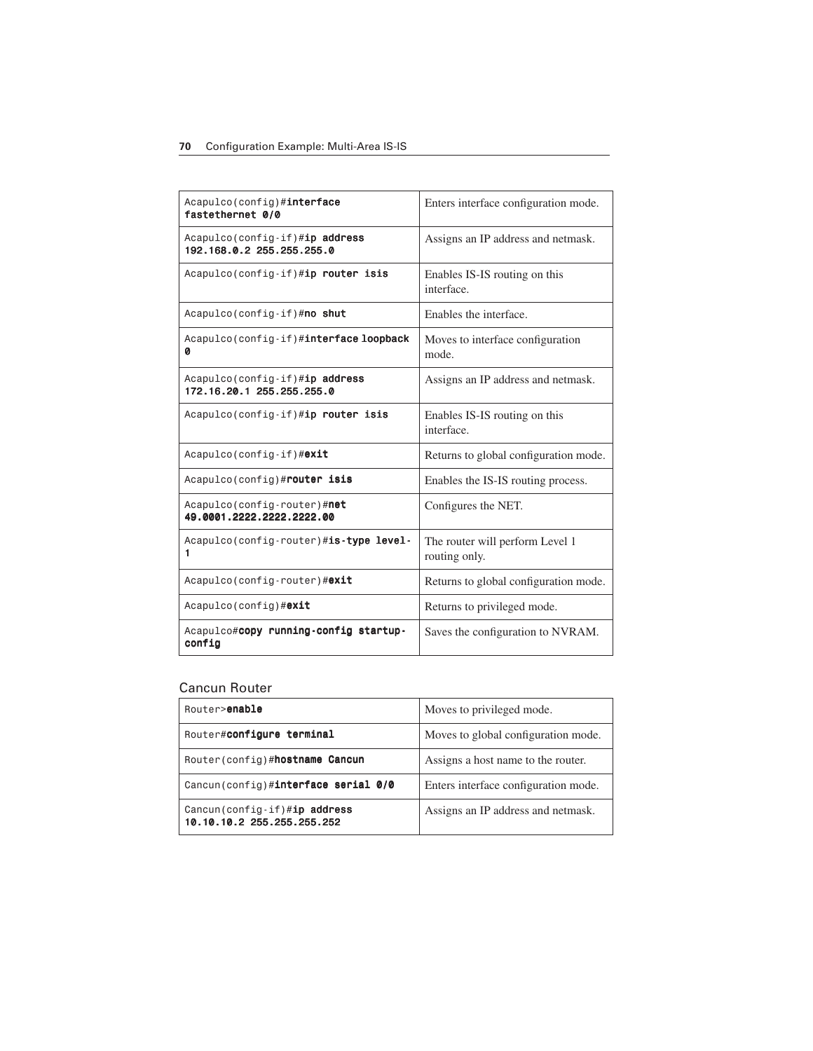| | |
|---|---|
| Acapulco(config)#**interface fastethernet 0/0** | Enters interface configuration mode. |
| Acapulco(config-if)#**ip address 192.168.0.2 255.255.255.0** | Assigns an IP address and netmask. |
| Acapulco(config-if)#**ip router isis** | Enables IS-IS routing on this interface. |
| Acapulco(config-if)#**no shut** | Enables the interface. |
| Acapulco(config-if)#**interface loopback 0** | Moves to interface configuration mode. |
| Acapulco(config-if)#**ip address 172.16.20.1 255.255.255.0** | Assigns an IP address and netmask. |
| Acapulco(config-if)#**ip router isis** | Enables IS-IS routing on this interface. |
| Acapulco(config-if)#**exit** | Returns to global configuration mode. |
| Acapulco(config)#**router isis** | Enables the IS-IS routing process. |
| Acapulco(config-router)#**net 49.0001.2222.2222.2222.00** | Configures the NET. |
| Acapulco(config-router)#**is-type level-1** | The router will perform Level 1 routing only. |
| Acapulco(config-router)#**exit** | Returns to global configuration mode. |
| Acapulco(config)#**exit** | Returns to privileged mode. |
| Acapulco#**copy running-config startup-config** | Saves the configuration to NVRAM. |

## Cancun Router

| | |
|---|---|
| Router>**enable** | Moves to privileged mode. |
| Router#**configure terminal** | Moves to global configuration mode. |
| Router(config)#**hostname Cancun** | Assigns a host name to the router. |
| Cancun(config)#**interface serial 0/0** | Enters interface configuration mode. |
| Cancun(config-if)#**ip address 10.10.10.2 255.255.255.252** | Assigns an IP address and netmask. |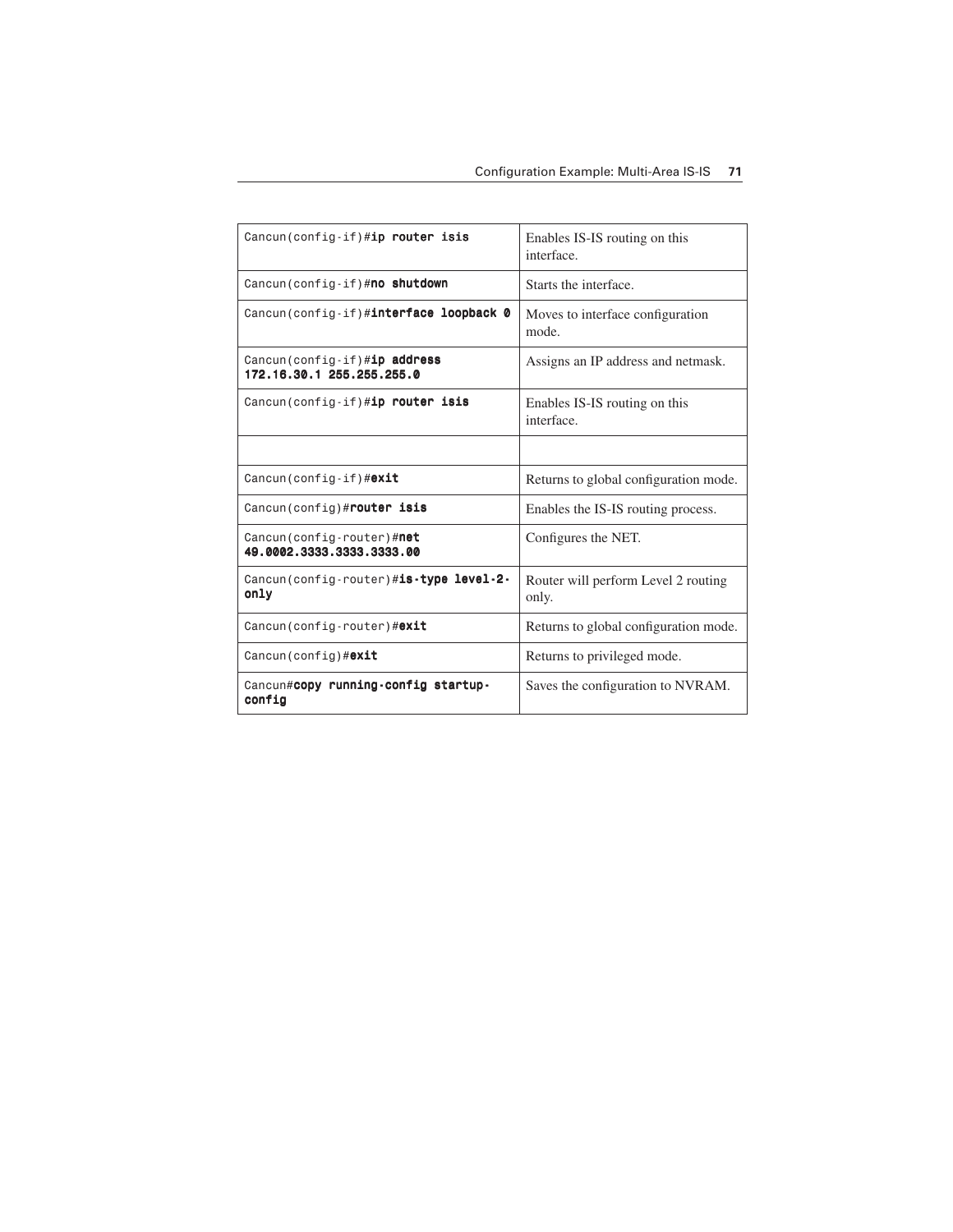| | |
|---|---|
| Cancun(config-if)#**ip router isis** | Enables IS-IS routing on this interface. |
| Cancun(config-if)#**no shutdown** | Starts the interface. |
| Cancun(config-if)#**interface loopback 0** | Moves to interface configuration mode. |
| Cancun(config-if)#**ip address 172.16.30.1 255.255.255.0** | Assigns an IP address and netmask. |
| Cancun(config-if)#**ip router isis** | Enables IS-IS routing on this interface. |
| | |
| Cancun(config-if)#**exit** | Returns to global configuration mode. |
| Cancun(config)#**router isis** | Enables the IS-IS routing process. |
| Cancun(config-router)#**net 49.0002.3333.3333.3333.00** | Configures the NET. |
| Cancun(config-router)#**is-type level-2-only** | Router will perform Level 2 routing only. |
| Cancun(config-router)#**exit** | Returns to global configuration mode. |
| Cancun(config)#**exit** | Returns to privileged mode. |
| Cancun#**copy running-config startup-config** | Saves the configuration to NVRAM. |